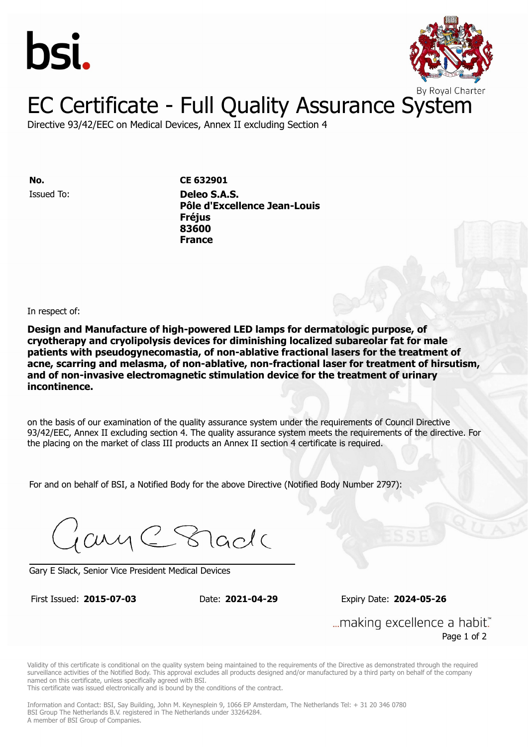# EC Certificate - Full Quality Assurance System

Directive 93/42/EEC on Medical Devices, Annex II excluding Section 4

**No.** **CE 632901**

Issued To: **Deleo S.A.S.**
**Pôle d'Excellence Jean-Louis**
**Fréjus**
**83600**
**France**

In respect of:

**Design and Manufacture of high-powered LED lamps for dermatologic purpose, of cryotherapy and cryolipolysis devices for diminishing localized subareolar fat for male patients with pseudogynecomastia, of non-ablative fractional lasers for the treatment of acne, scarring and melasma, of non-ablative, non-fractional laser for treatment of hirsutism, and of non-invasive electromagnetic stimulation device for the treatment of urinary incontinence.**

on the basis of our examination of the quality assurance system under the requirements of Council Directive 93/42/EEC, Annex II excluding section 4. The quality assurance system meets the requirements of the directive. For the placing on the market of class III products an Annex II section 4 certificate is required.

For and on behalf of BSI, a Notified Body for the above Directive (Notified Body Number 2797):

Gary E Slack, Senior Vice President Medical Devices

First Issued: **2015-07-03** Date: **2021-04-29** Expiry Date: **2024-05-26**

Validity of this certificate is conditional on the quality system being maintained to the requirements of the Directive as demonstrated through the required surveillance activities of the Notified Body. This approval excludes all products designed and/or manufactured by a third party on behalf of the company named on this certificate, unless specifically agreed with BSI.
This certificate was issued electronically and is bound by the conditions of the contract.

Information and Contact: BSI, Say Building, John M. Keynesplein 9, 1066 EP Amsterdam, The Netherlands Tel: + 31 20 346 0780
BSI Group The Netherlands B.V. registered in The Netherlands under 33264284.
A member of BSI Group of Companies.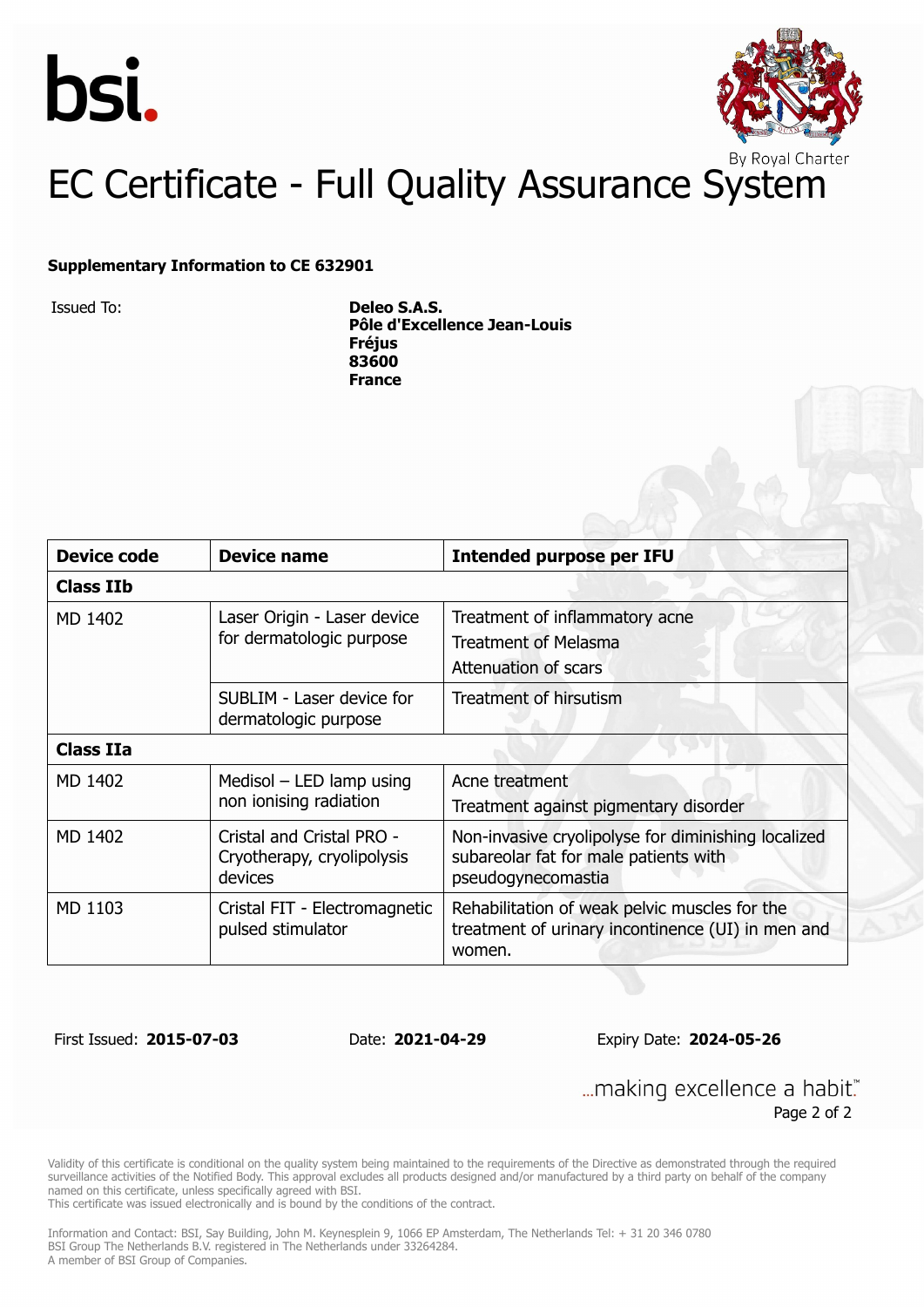bsi.

By Royal Charter

# EC Certificate - Full Quality Assurance System

**Supplementary Information to CE 632901**

Issued To: **Deleo S.A.S.**
**Pôle d'Excellence Jean-Louis**
**Fréjus**
**83600**
**France**

| Device code | Device name | Intended purpose per IFU |
|---|---|---|
| **Class IIb** | | |
| MD 1402 | Laser Origin - Laser device for dermatologic purpose | Treatment of inflammatory acne<br>Treatment of Melasma<br>Attenuation of scars |
| | SUBLIM - Laser device for dermatologic purpose | Treatment of hirsutism |
| **Class IIa** | | |
| MD 1402 | Medisol – LED lamp using non ionising radiation | Acne treatment<br>Treatment against pigmentary disorder |
| MD 1402 | Cristal and Cristal PRO - Cryotherapy, cryolipolysis devices | Non-invasive cryolipolyse for diminishing localized subareolar fat for male patients with pseudogynecomastia |
| MD 1103 | Cristal FIT - Electromagnetic pulsed stimulator | Rehabilitation of weak pelvic muscles for the treatment of urinary incontinence (UI) in men and women. |

First Issued: **2015-07-03** Date: **2021-04-29** Expiry Date: **2024-05-26**

...making excellence a habit.™

Validity of this certificate is conditional on the quality system being maintained to the requirements of the Directive as demonstrated through the required surveillance activities of the Notified Body. This approval excludes all products designed and/or manufactured by a third party on behalf of the company named on this certificate, unless specifically agreed with BSI.
This certificate was issued electronically and is bound by the conditions of the contract.

Information and Contact: BSI, Say Building, John M. Keynesplein 9, 1066 EP Amsterdam, The Netherlands Tel: + 31 20 346 0780
BSI Group The Netherlands B.V. registered in The Netherlands under 33264284.
A member of BSI Group of Companies.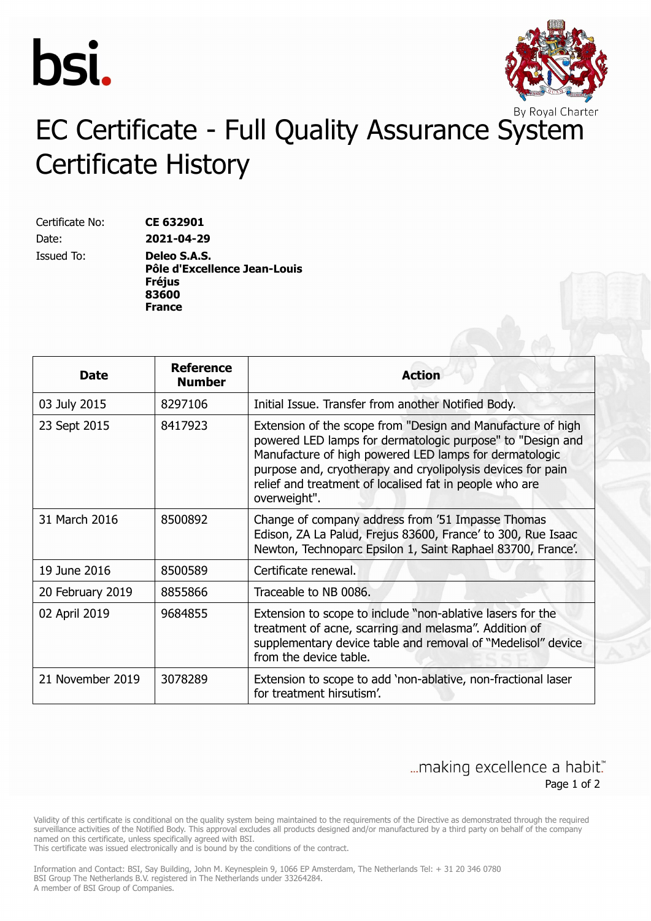# EC Certificate - Full Quality Assurance System Certificate History

Certificate No: **CE 632901**

Date: **2021-04-29**

Issued To: **Deleo S.A.S.**
**Pôle d'Excellence Jean-Louis**
**Fréjus**
**83600**
**France**

| Date | Reference Number | Action |
|---|---|---|
| 03 July 2015 | 8297106 | Initial Issue. Transfer from another Notified Body. |
| 23 Sept 2015 | 8417923 | Extension of the scope from "Design and Manufacture of high powered LED lamps for dermatologic purpose" to "Design and Manufacture of high powered LED lamps for dermatologic purpose and, cryotherapy and cryolipolysis devices for pain relief and treatment of localised fat in people who are overweight". |
| 31 March 2016 | 8500892 | Change of company address from '51 Impasse Thomas Edison, ZA La Palud, Frejus 83600, France' to 300, Rue Isaac Newton, Technoparc Epsilon 1, Saint Raphael 83700, France'. |
| 19 June 2016 | 8500589 | Certificate renewal. |
| 20 February 2019 | 8855866 | Traceable to NB 0086. |
| 02 April 2019 | 9684855 | Extension to scope to include "non-ablative lasers for the treatment of acne, scarring and melasma". Addition of supplementary device table and removal of "Medelisol" device from the device table. |
| 21 November 2019 | 3078289 | Extension to scope to add 'non-ablative, non-fractional laser for treatment hirsutism'. |

...making excellence a habit.™

Validity of this certificate is conditional on the quality system being maintained to the requirements of the Directive as demonstrated through the required surveillance activities of the Notified Body. This approval excludes all products designed and/or manufactured by a third party on behalf of the company named on this certificate, unless specifically agreed with BSI.
This certificate was issued electronically and is bound by the conditions of the contract.

Information and Contact: BSI, Say Building, John M. Keynesplein 9, 1066 EP Amsterdam, The Netherlands Tel: + 31 20 346 0780
BSI Group The Netherlands B.V. registered in The Netherlands under 33264284.
A member of BSI Group of Companies.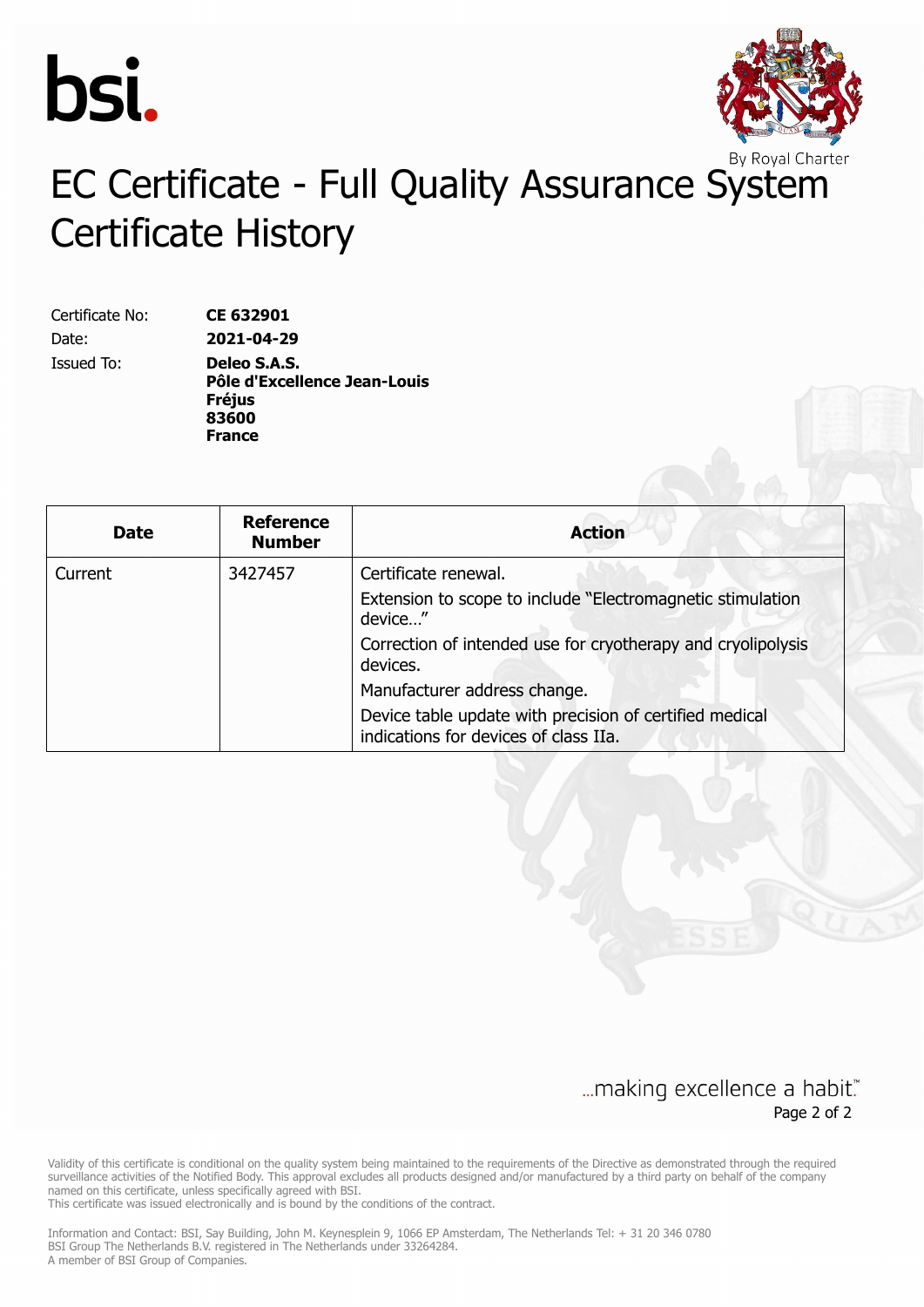bsi.

By Royal Charter

# EC Certificate - Full Quality Assurance System Certificate History

Certificate No: **CE 632901**

Date: **2021-04-29**

Issued To: **Deleo S.A.S.**
**Pôle d'Excellence Jean-Louis**
**Fréjus**
**83600**
**France**

| Date | Reference Number | Action |
|---|---|---|
| Current | 3427457 | Certificate renewal.<br>Extension to scope to include "Electromagnetic stimulation device…"<br>Correction of intended use for cryotherapy and cryolipolysis devices.<br>Manufacturer address change.<br>Device table update with precision of certified medical indications for devices of class IIa. |

...making excellence a habit.™

Validity of this certificate is conditional on the quality system being maintained to the requirements of the Directive as demonstrated through the required surveillance activities of the Notified Body. This approval excludes all products designed and/or manufactured by a third party on behalf of the company named on this certificate, unless specifically agreed with BSI.
This certificate was issued electronically and is bound by the conditions of the contract.

Information and Contact: BSI, Say Building, John M. Keynesplein 9, 1066 EP Amsterdam, The Netherlands Tel: + 31 20 346 0780
BSI Group The Netherlands B.V. registered in The Netherlands under 33264284.
A member of BSI Group of Companies.